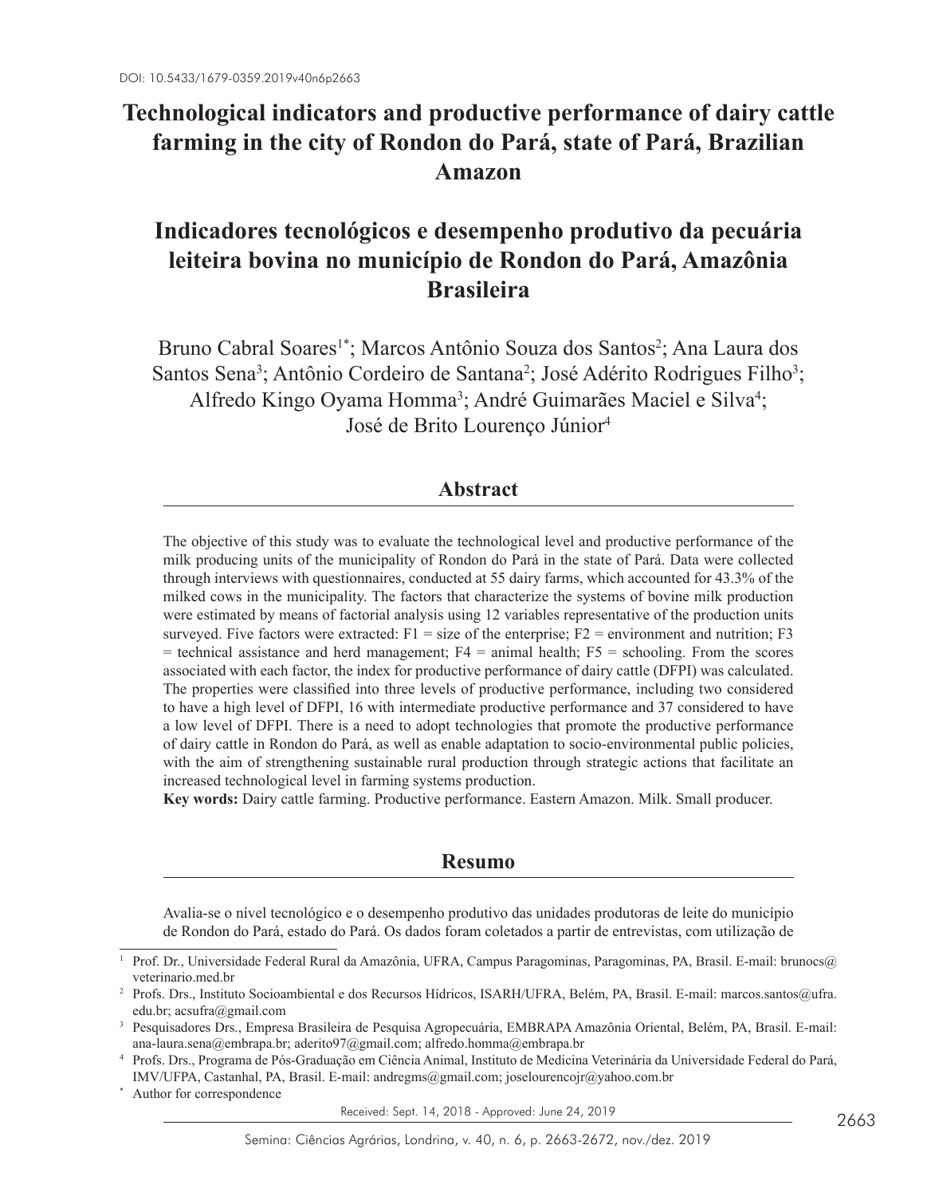DOI: 10.5433/1679-0359.2019v40n6p2663

# Technological indicators and productive performance of dairy cattle farming in the city of Rondon do Pará, state of Pará, Brazilian Amazon

# Indicadores tecnológicos e desempenho produtivo da pecuária leiteira bovina no município de Rondon do Pará, Amazônia Brasileira

Bruno Cabral Soares[1*]; Marcos Antônio Souza dos Santos[2]; Ana Laura dos Santos Sena[3]; Antônio Cordeiro de Santana[2]; José Adérito Rodrigues Filho[3]; Alfredo Kingo Oyama Homma[3]; André Guimarães Maciel e Silva[4]; José de Brito Lourenço Júnior[4]

## Abstract

The objective of this study was to evaluate the technological level and productive performance of the milk producing units of the municipality of Rondon do Pará in the state of Pará. Data were collected through interviews with questionnaires, conducted at 55 dairy farms, which accounted for 43.3% of the milked cows in the municipality. The factors that characterize the systems of bovine milk production were estimated by means of factorial analysis using 12 variables representative of the production units surveyed. Five factors were extracted: F1 = size of the enterprise; F2 = environment and nutrition; F3 = technical assistance and herd management; F4 = animal health; F5 = schooling. From the scores associated with each factor, the index for productive performance of dairy cattle (DFPI) was calculated. The properties were classified into three levels of productive performance, including two considered to have a high level of DFPI, 16 with intermediate productive performance and 37 considered to have a low level of DFPI. There is a need to adopt technologies that promote the productive performance of dairy cattle in Rondon do Pará, as well as enable adaptation to socio-environmental public policies, with the aim of strengthening sustainable rural production through strategic actions that facilitate an increased technological level in farming systems production.

**Key words:** Dairy cattle farming. Productive performance. Eastern Amazon. Milk. Small producer.

## Resumo

Avalia-se o nível tecnológico e o desempenho produtivo das unidades produtoras de leite do município de Rondon do Pará, estado do Pará. Os dados foram coletados a partir de entrevistas, com utilização de

---

[1] Prof. Dr., Universidade Federal Rural da Amazônia, UFRA, Campus Paragominas, Paragominas, PA, Brasil. E-mail: brunocs@veterinario.med.br

[2] Profs. Drs., Instituto Socioambiental e dos Recursos Hídricos, ISARH/UFRA, Belém, PA, Brasil. E-mail: marcos.santos@ufra.edu.br; acsufra@gmail.com

[3] Pesquisadores Drs., Empresa Brasileira de Pesquisa Agropecuária, EMBRAPA Amazônia Oriental, Belém, PA, Brasil. E-mail: ana-laura.sena@embrapa.br; aderito97@gmail.com; alfredo.homma@embrapa.br

[4] Profs. Drs., Programa de Pós-Graduação em Ciência Animal, Instituto de Medicina Veterinária da Universidade Federal do Pará, IMV/UFPA, Castanhal, PA, Brasil. E-mail: andregms@gmail.com; joselourencojr@yahoo.com.br

[*] Author for correspondence

Received: Sept. 14, 2018 - Approved: June 24, 2019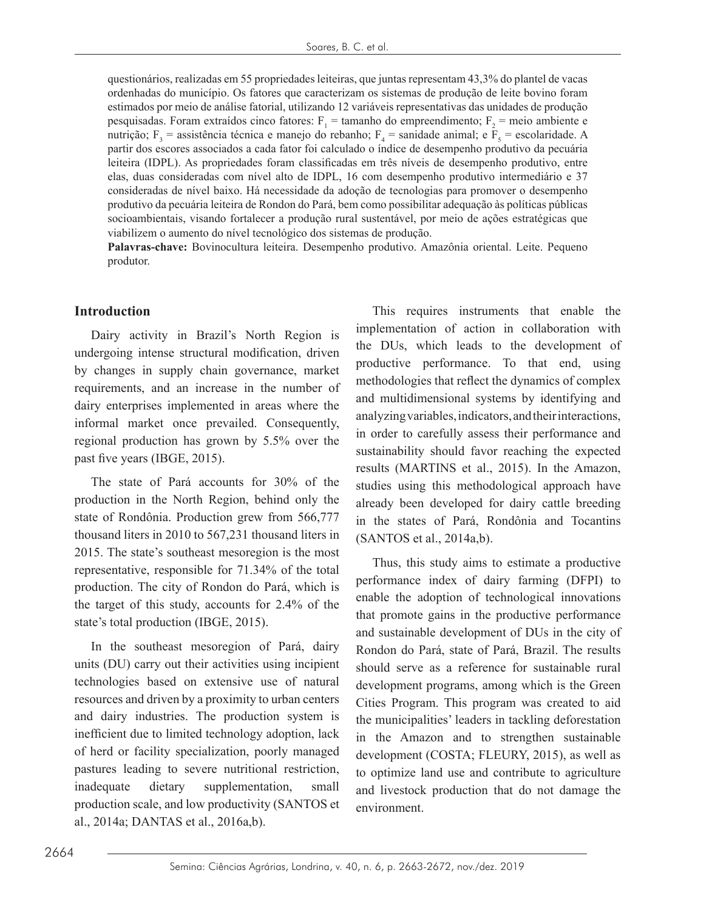questionários, realizadas em 55 propriedades leiteiras, que juntas representam 43,3% do plantel de vacas ordenhadas do município. Os fatores que caracterizam os sistemas de produção de leite bovino foram estimados por meio de análise fatorial, utilizando 12 variáveis representativas das unidades de produção pesquisadas. Foram extraídos cinco fatores: $F_1$ = tamanho do empreendimento; $F_2$ = meio ambiente e nutrição; $F_3$ = assistência técnica e manejo do rebanho; $F_4$ = sanidade animal; e $F_5$ = escolaridade. A partir dos escores associados a cada fator foi calculado o índice de desempenho produtivo da pecuária leiteira (IDPL). As propriedades foram classificadas em três níveis de desempenho produtivo, entre elas, duas consideradas com nível alto de IDPL, 16 com desempenho produtivo intermediário e 37 consideradas de nível baixo. Há necessidade da adoção de tecnologias para promover o desempenho produtivo da pecuária leiteira de Rondon do Pará, bem como possibilitar adequação às políticas públicas socioambientais, visando fortalecer a produção rural sustentável, por meio de ações estratégicas que viabilizem o aumento do nível tecnológico dos sistemas de produção.

**Palavras-chave:** Bovinocultura leiteira. Desempenho produtivo. Amazônia oriental. Leite. Pequeno produtor.

## Introduction

Dairy activity in Brazil's North Region is undergoing intense structural modification, driven by changes in supply chain governance, market requirements, and an increase in the number of dairy enterprises implemented in areas where the informal market once prevailed. Consequently, regional production has grown by 5.5% over the past five years (IBGE, 2015).

The state of Pará accounts for 30% of the production in the North Region, behind only the state of Rondônia. Production grew from 566,777 thousand liters in 2010 to 567,231 thousand liters in 2015. The state's southeast mesoregion is the most representative, responsible for 71.34% of the total production. The city of Rondon do Pará, which is the target of this study, accounts for 2.4% of the state's total production (IBGE, 2015).

In the southeast mesoregion of Pará, dairy units (DU) carry out their activities using incipient technologies based on extensive use of natural resources and driven by a proximity to urban centers and dairy industries. The production system is inefficient due to limited technology adoption, lack of herd or facility specialization, poorly managed pastures leading to severe nutritional restriction, inadequate dietary supplementation, small production scale, and low productivity (SANTOS et al., 2014a; DANTAS et al., 2016a,b).

This requires instruments that enable the implementation of action in collaboration with the DUs, which leads to the development of productive performance. To that end, using methodologies that reflect the dynamics of complex and multidimensional systems by identifying and analyzing variables, indicators, and their interactions, in order to carefully assess their performance and sustainability should favor reaching the expected results (MARTINS et al., 2015). In the Amazon, studies using this methodological approach have already been developed for dairy cattle breeding in the states of Pará, Rondônia and Tocantins (SANTOS et al., 2014a,b).

Thus, this study aims to estimate a productive performance index of dairy farming (DFPI) to enable the adoption of technological innovations that promote gains in the productive performance and sustainable development of DUs in the city of Rondon do Pará, state of Pará, Brazil. The results should serve as a reference for sustainable rural development programs, among which is the Green Cities Program. This program was created to aid the municipalities' leaders in tackling deforestation in the Amazon and to strengthen sustainable development (COSTA; FLEURY, 2015), as well as to optimize land use and contribute to agriculture and livestock production that do not damage the environment.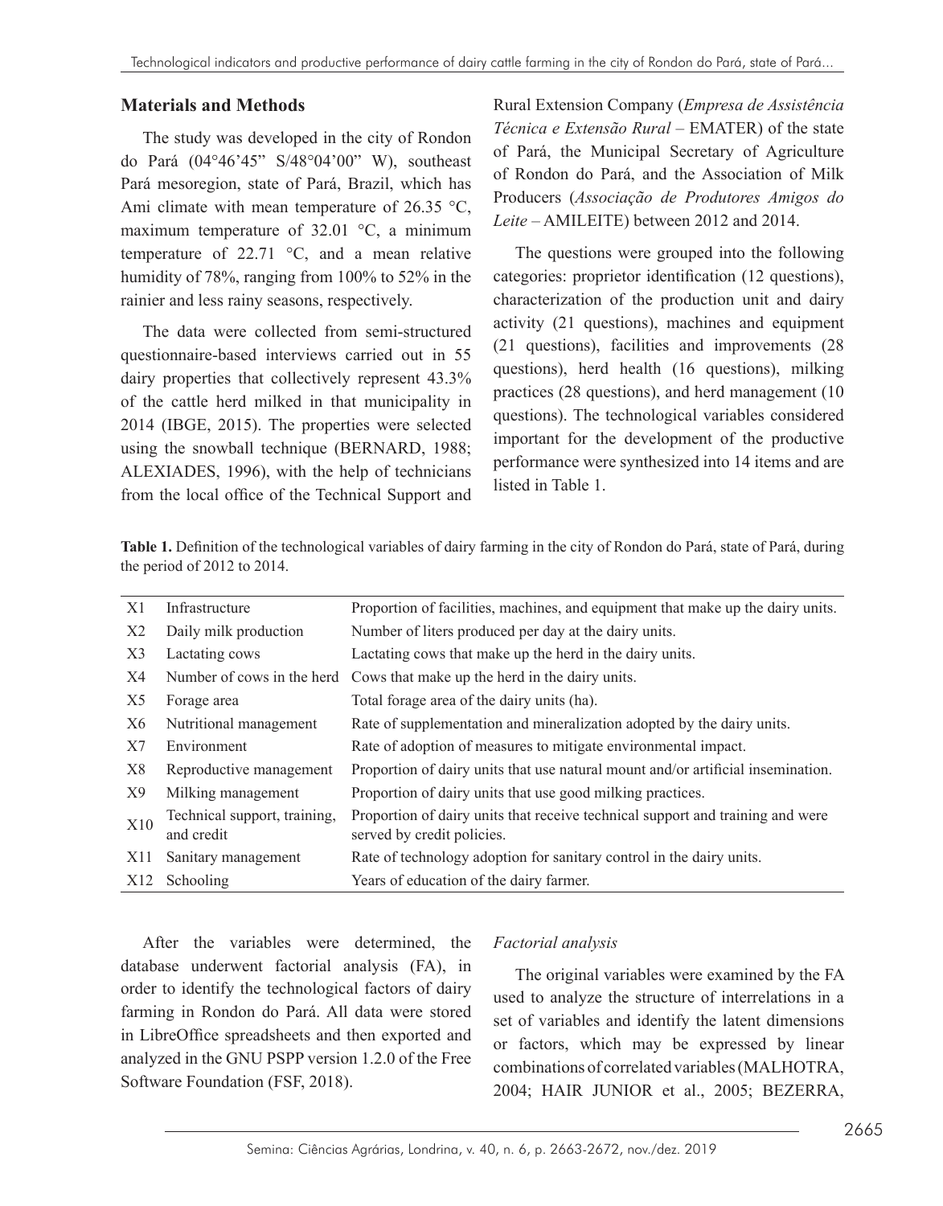## Materials and Methods

The study was developed in the city of Rondon do Pará (04°46'45" S/48°04'00" W), southeast Pará mesoregion, state of Pará, Brazil, which has Ami climate with mean temperature of 26.35 °C, maximum temperature of 32.01 °C, a minimum temperature of 22.71 °C, and a mean relative humidity of 78%, ranging from 100% to 52% in the rainier and less rainy seasons, respectively.

The data were collected from semi-structured questionnaire-based interviews carried out in 55 dairy properties that collectively represent 43.3% of the cattle herd milked in that municipality in 2014 (IBGE, 2015). The properties were selected using the snowball technique (BERNARD, 1988; ALEXIADES, 1996), with the help of technicians from the local office of the Technical Support and Rural Extension Company (*Empresa de Assistência Técnica e Extensão Rural* – EMATER) of the state of Pará, the Municipal Secretary of Agriculture of Rondon do Pará, and the Association of Milk Producers (*Associação de Produtores Amigos do Leite* – AMILEITE) between 2012 and 2014.

The questions were grouped into the following categories: proprietor identification (12 questions), characterization of the production unit and dairy activity (21 questions), machines and equipment (21 questions), facilities and improvements (28 questions), herd health (16 questions), milking practices (28 questions), and herd management (10 questions). The technological variables considered important for the development of the productive performance were synthesized into 14 items and are listed in Table 1.

**Table 1.** Definition of the technological variables of dairy farming in the city of Rondon do Pará, state of Pará, during the period of 2012 to 2014.

| | | |
|---|---|---|
| X1 | Infrastructure | Proportion of facilities, machines, and equipment that make up the dairy units. |
| X2 | Daily milk production | Number of liters produced per day at the dairy units. |
| X3 | Lactating cows | Lactating cows that make up the herd in the dairy units. |
| X4 | Number of cows in the herd | Cows that make up the herd in the dairy units. |
| X5 | Forage area | Total forage area of the dairy units (ha). |
| X6 | Nutritional management | Rate of supplementation and mineralization adopted by the dairy units. |
| X7 | Environment | Rate of adoption of measures to mitigate environmental impact. |
| X8 | Reproductive management | Proportion of dairy units that use natural mount and/or artificial insemination. |
| X9 | Milking management | Proportion of dairy units that use good milking practices. |
| X10 | Technical support, training, and credit | Proportion of dairy units that receive technical support and training and were served by credit policies. |
| X11 | Sanitary management | Rate of technology adoption for sanitary control in the dairy units. |
| X12 | Schooling | Years of education of the dairy farmer. |

After the variables were determined, the database underwent factorial analysis (FA), in order to identify the technological factors of dairy farming in Rondon do Pará. All data were stored in LibreOffice spreadsheets and then exported and analyzed in the GNU PSPP version 1.2.0 of the Free Software Foundation (FSF, 2018).

### *Factorial analysis*

The original variables were examined by the FA used to analyze the structure of interrelations in a set of variables and identify the latent dimensions or factors, which may be expressed by linear combinations of correlated variables (MALHOTRA, 2004; HAIR JUNIOR et al., 2005; BEZERRA,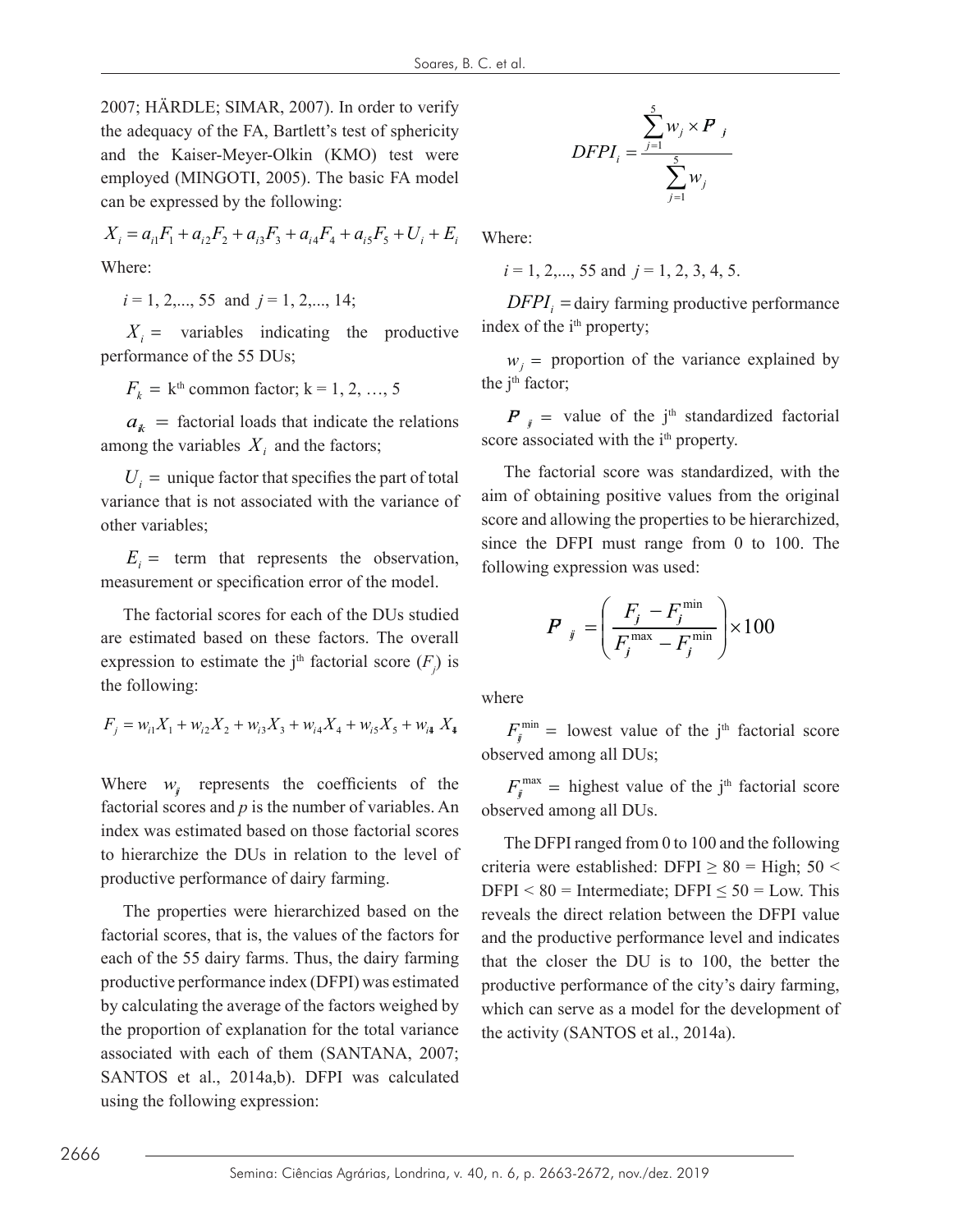2007; HÄRDLE; SIMAR, 2007). In order to verify the adequacy of the FA, Bartlett's test of sphericity and the Kaiser-Meyer-Olkin (KMO) test were employed (MINGOTI, 2005). The basic FA model can be expressed by the following:

$$X_i = a_{i1}F_1 + a_{i2}F_2 + a_{i3}F_3 + a_{i4}F_4 + a_{i5}F_5 + U_i + E_i$$

Where:

$i = 1, 2, ..., 55$ and $j = 1, 2, ..., 14$;

$X_i =$ variables indicating the productive performance of the 55 DUs;

$F_k =$ k[th] common factor; k = 1, 2, …, 5

$a_{ik} =$ factorial loads that indicate the relations among the variables $X_i$ and the factors;

$U_i =$ unique factor that specifies the part of total variance that is not associated with the variance of other variables;

$E_i =$ term that represents the observation, measurement or specification error of the model.

The factorial scores for each of the DUs studied are estimated based on these factors. The overall expression to estimate the j[th] factorial score ($F_j$) is the following:

$$F_j = w_{i1}X_1 + w_{i2}X_2 + w_{i3}X_3 + w_{i4}X_4 + w_{i5}X_5 + w_{i4}\ X_4$$

Where $w_{ij}$ represents the coefficients of the factorial scores and *p* is the number of variables. An index was estimated based on those factorial scores to hierarchize the DUs in relation to the level of productive performance of dairy farming.

The properties were hierarchized based on the factorial scores, that is, the values of the factors for each of the 55 dairy farms. Thus, the dairy farming productive performance index (DFPI) was estimated by calculating the average of the factors weighed by the proportion of explanation for the total variance associated with each of them (SANTANA, 2007; SANTOS et al., 2014a,b). DFPI was calculated using the following expression:

$$DFPI_i = \frac{\sum_{j=1}^{5} w_j \times \boldsymbol{P}_{ij}}{\sum_{j=1}^{5} w_j}$$

Where:

$i = 1, 2, ..., 55$ and $j = 1, 2, 3, 4, 5$.

$DFPI_i =$ dairy farming productive performance index of the i[th] property;

$w_j =$ proportion of the variance explained by the j[th] factor;

$\boldsymbol{P}_{ij} =$ value of the j[th] standardized factorial score associated with the i[th] property.

The factorial score was standardized, with the aim of obtaining positive values from the original score and allowing the properties to be hierarchized, since the DFPI must range from 0 to 100. The following expression was used:

$$\boldsymbol{P}_{ij} = \left( \frac{F_j - F_j^{\min}}{F_j^{\max} - F_j^{\min}} \right) \times 100$$

where

$F_{ij}^{\min} =$ lowest value of the j[th] factorial score observed among all DUs;

$F_{ij}^{\max} =$ highest value of the j[th] factorial score observed among all DUs.

The DFPI ranged from 0 to 100 and the following criteria were established: DFPI ≥ 80 = High; 50 < DFPI < 80 = Intermediate; DFPI ≤ 50 = Low. This reveals the direct relation between the DFPI value and the productive performance level and indicates that the closer the DU is to 100, the better the productive performance of the city's dairy farming, which can serve as a model for the development of the activity (SANTOS et al., 2014a).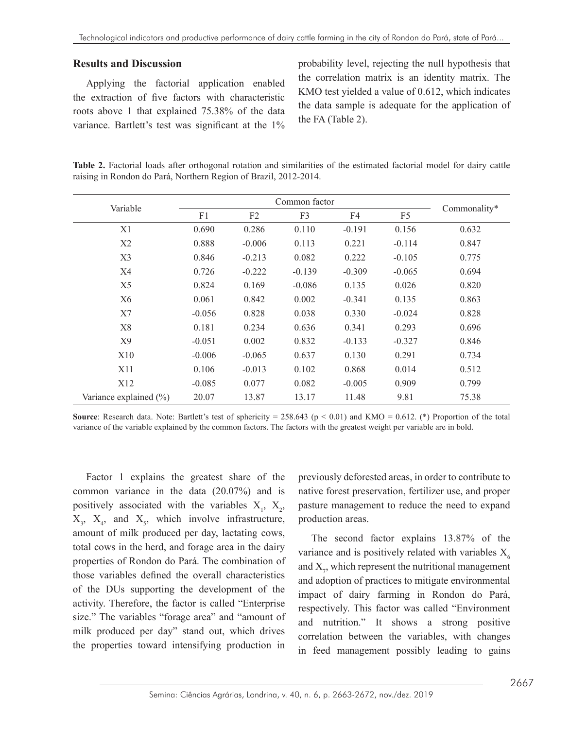## Results and Discussion

Applying the factorial application enabled the extraction of five factors with characteristic roots above 1 that explained 75.38% of the data variance. Bartlett's test was significant at the 1% probability level, rejecting the null hypothesis that the correlation matrix is an identity matrix. The KMO test yielded a value of 0.612, which indicates the data sample is adequate for the application of the FA (Table 2).

**Table 2.** Factorial loads after orthogonal rotation and similarities of the estimated factorial model for dairy cattle raising in Rondon do Pará, Northern Region of Brazil, 2012-2014.

| Variable | Common factor | | | | | Commonality* |
|---|---|---|---|---|---|---|
| | F1 | F2 | F3 | F4 | F5 | |
| X1 | 0.690 | 0.286 | 0.110 | -0.191 | 0.156 | 0.632 |
| X2 | 0.888 | -0.006 | 0.113 | 0.221 | -0.114 | 0.847 |
| X3 | 0.846 | -0.213 | 0.082 | 0.222 | -0.105 | 0.775 |
| X4 | 0.726 | -0.222 | -0.139 | -0.309 | -0.065 | 0.694 |
| X5 | 0.824 | 0.169 | -0.086 | 0.135 | 0.026 | 0.820 |
| X6 | 0.061 | 0.842 | 0.002 | -0.341 | 0.135 | 0.863 |
| X7 | -0.056 | 0.828 | 0.038 | 0.330 | -0.024 | 0.828 |
| X8 | 0.181 | 0.234 | 0.636 | 0.341 | 0.293 | 0.696 |
| X9 | -0.051 | 0.002 | 0.832 | -0.133 | -0.327 | 0.846 |
| X10 | -0.006 | -0.065 | 0.637 | 0.130 | 0.291 | 0.734 |
| X11 | 0.106 | -0.013 | 0.102 | 0.868 | 0.014 | 0.512 |
| X12 | -0.085 | 0.077 | 0.082 | -0.005 | 0.909 | 0.799 |
| Variance explained (%) | 20.07 | 13.87 | 13.17 | 11.48 | 9.81 | 75.38 |

**Source**: Research data. Note: Bartlett's test of sphericity = 258.643 ($p < 0.01$) and KMO = 0.612. (*) Proportion of the total variance of the variable explained by the common factors. The factors with the greatest weight per variable are in bold.

Factor 1 explains the greatest share of the common variance in the data (20.07%) and is positively associated with the variables $X_1$, $X_2$, $X_3$, $X_4$, and $X_5$, which involve infrastructure, amount of milk produced per day, lactating cows, total cows in the herd, and forage area in the dairy properties of Rondon do Pará. The combination of those variables defined the overall characteristics of the DUs supporting the development of the activity. Therefore, the factor is called "Enterprise size." The variables "forage area" and "amount of milk produced per day" stand out, which drives the properties toward intensifying production in previously deforested areas, in order to contribute to native forest preservation, fertilizer use, and proper pasture management to reduce the need to expand production areas.

The second factor explains 13.87% of the variance and is positively related with variables $X_6$ and $X_7$, which represent the nutritional management and adoption of practices to mitigate environmental impact of dairy farming in Rondon do Pará, respectively. This factor was called "Environment and nutrition." It shows a strong positive correlation between the variables, with changes in feed management possibly leading to gains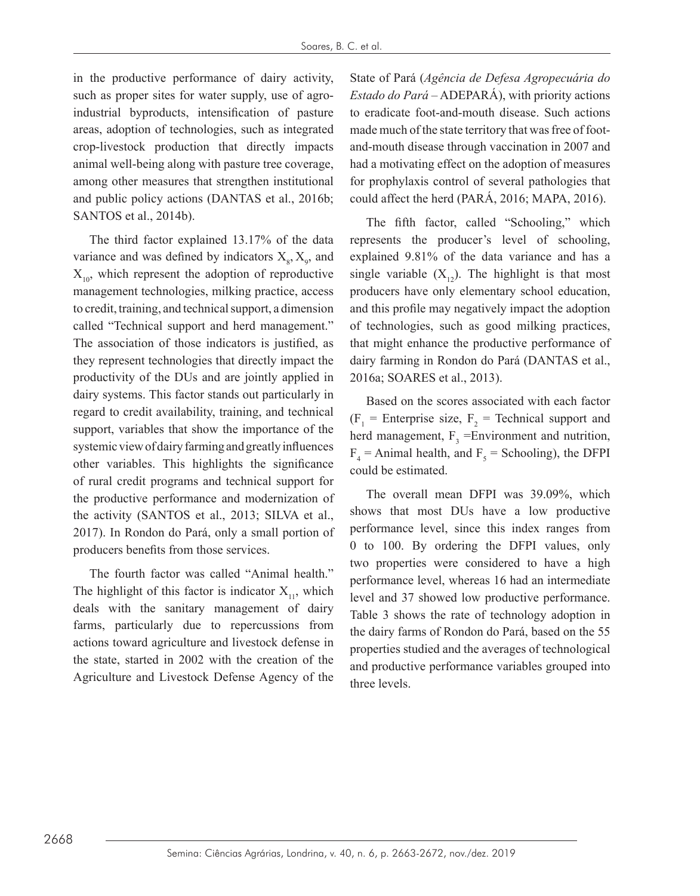in the productive performance of dairy activity, such as proper sites for water supply, use of agro-industrial byproducts, intensification of pasture areas, adoption of technologies, such as integrated crop-livestock production that directly impacts animal well-being along with pasture tree coverage, among other measures that strengthen institutional and public policy actions (DANTAS et al., 2016b; SANTOS et al., 2014b).

The third factor explained 13.17% of the data variance and was defined by indicators $X_8$, $X_9$, and $X_{10}$, which represent the adoption of reproductive management technologies, milking practice, access to credit, training, and technical support, a dimension called "Technical support and herd management." The association of those indicators is justified, as they represent technologies that directly impact the productivity of the DUs and are jointly applied in dairy systems. This factor stands out particularly in regard to credit availability, training, and technical support, variables that show the importance of the systemic view of dairy farming and greatly influences other variables. This highlights the significance of rural credit programs and technical support for the productive performance and modernization of the activity (SANTOS et al., 2013; SILVA et al., 2017). In Rondon do Pará, only a small portion of producers benefits from those services.

The fourth factor was called "Animal health." The highlight of this factor is indicator $X_{11}$, which deals with the sanitary management of dairy farms, particularly due to repercussions from actions toward agriculture and livestock defense in the state, started in 2002 with the creation of the Agriculture and Livestock Defense Agency of the State of Pará (*Agência de Defesa Agropecuária do Estado do Pará* – ADEPARÁ), with priority actions to eradicate foot-and-mouth disease. Such actions made much of the state territory that was free of foot-and-mouth disease through vaccination in 2007 and had a motivating effect on the adoption of measures for prophylaxis control of several pathologies that could affect the herd (PARÁ, 2016; MAPA, 2016).

The fifth factor, called "Schooling," which represents the producer's level of schooling, explained 9.81% of the data variance and has a single variable ($X_{12}$). The highlight is that most producers have only elementary school education, and this profile may negatively impact the adoption of technologies, such as good milking practices, that might enhance the productive performance of dairy farming in Rondon do Pará (DANTAS et al., 2016a; SOARES et al., 2013).

Based on the scores associated with each factor ($F_1$ = Enterprise size, $F_2$ = Technical support and herd management, $F_3$ =Environment and nutrition, $F_4$ = Animal health, and $F_5$ = Schooling), the DFPI could be estimated.

The overall mean DFPI was 39.09%, which shows that most DUs have a low productive performance level, since this index ranges from 0 to 100. By ordering the DFPI values, only two properties were considered to have a high performance level, whereas 16 had an intermediate level and 37 showed low productive performance. Table 3 shows the rate of technology adoption in the dairy farms of Rondon do Pará, based on the 55 properties studied and the averages of technological and productive performance variables grouped into three levels.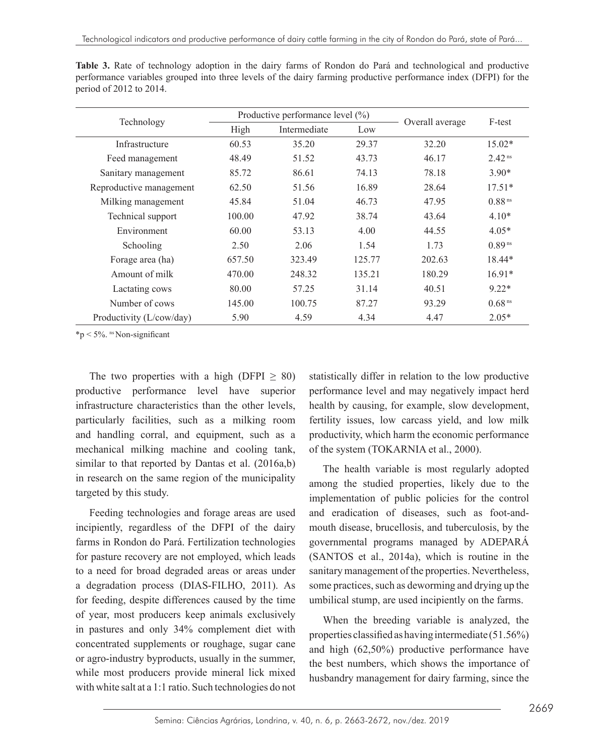**Table 3.** Rate of technology adoption in the dairy farms of Rondon do Pará and technological and productive performance variables grouped into three levels of the dairy farming productive performance index (DFPI) for the period of 2012 to 2014.

| Technology | Productive performance level (%) | | | Overall average | F-test |
|---|---|---|---|---|---|
| | High | Intermediate | Low | | |
| Infrastructure | 60.53 | 35.20 | 29.37 | 32.20 | 15.02* |
| Feed management | 48.49 | 51.52 | 43.73 | 46.17 | 2.42 ns |
| Sanitary management | 85.72 | 86.61 | 74.13 | 78.18 | 3.90* |
| Reproductive management | 62.50 | 51.56 | 16.89 | 28.64 | 17.51* |
| Milking management | 45.84 | 51.04 | 46.73 | 47.95 | 0.88 ns |
| Technical support | 100.00 | 47.92 | 38.74 | 43.64 | 4.10* |
| Environment | 60.00 | 53.13 | 4.00 | 44.55 | 4.05* |
| Schooling | 2.50 | 2.06 | 1.54 | 1.73 | 0.89 ns |
| Forage area (ha) | 657.50 | 323.49 | 125.77 | 202.63 | 18.44* |
| Amount of milk | 470.00 | 248.32 | 135.21 | 180.29 | 16.91* |
| Lactating cows | 80.00 | 57.25 | 31.14 | 40.51 | 9.22* |
| Number of cows | 145.00 | 100.75 | 87.27 | 93.29 | 0.68 ns |
| Productivity (L/cow/day) | 5.90 | 4.59 | 4.34 | 4.47 | 2.05* |

*$p < 5\%$. ns Non-significant

The two properties with a high (DFPI $\geq$ 80) productive performance level have superior infrastructure characteristics than the other levels, particularly facilities, such as a milking room and handling corral, and equipment, such as a mechanical milking machine and cooling tank, similar to that reported by Dantas et al. (2016a,b) in research on the same region of the municipality targeted by this study.

Feeding technologies and forage areas are used incipiently, regardless of the DFPI of the dairy farms in Rondon do Pará. Fertilization technologies for pasture recovery are not employed, which leads to a need for broad degraded areas or areas under a degradation process (DIAS-FILHO, 2011). As for feeding, despite differences caused by the time of year, most producers keep animals exclusively in pastures and only 34% complement diet with concentrated supplements or roughage, sugar cane or agro-industry byproducts, usually in the summer, while most producers provide mineral lick mixed with white salt at a 1:1 ratio. Such technologies do not statistically differ in relation to the low productive performance level and may negatively impact herd health by causing, for example, slow development, fertility issues, low carcass yield, and low milk productivity, which harm the economic performance of the system (TOKARNIA et al., 2000).

The health variable is most regularly adopted among the studied properties, likely due to the implementation of public policies for the control and eradication of diseases, such as foot-and-mouth disease, brucellosis, and tuberculosis, by the governmental programs managed by ADEPARÁ (SANTOS et al., 2014a), which is routine in the sanitary management of the properties. Nevertheless, some practices, such as deworming and drying up the umbilical stump, are used incipiently on the farms.

When the breeding variable is analyzed, the properties classified as having intermediate (51.56%) and high (62,50%) productive performance have the best numbers, which shows the importance of husbandry management for dairy farming, since the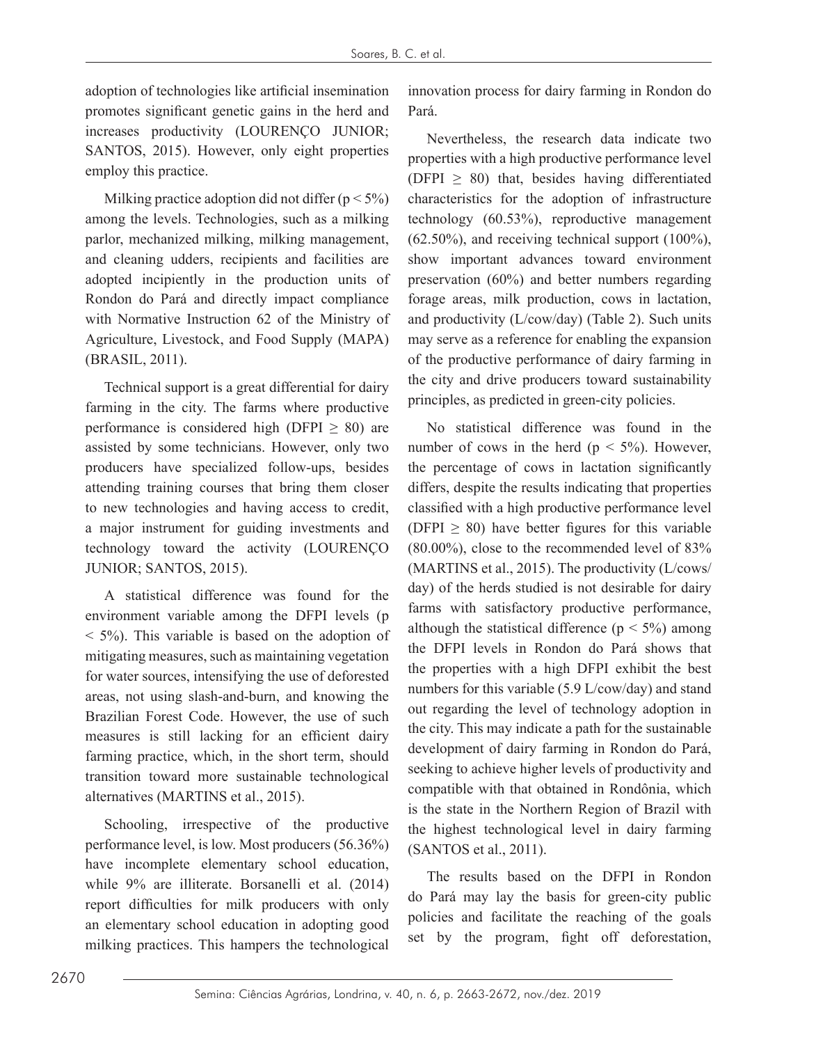adoption of technologies like artificial insemination promotes significant genetic gains in the herd and increases productivity (LOURENÇO JUNIOR; SANTOS, 2015). However, only eight properties employ this practice.

Milking practice adoption did not differ ($p < 5\%$) among the levels. Technologies, such as a milking parlor, mechanized milking, milking management, and cleaning udders, recipients and facilities are adopted incipiently in the production units of Rondon do Pará and directly impact compliance with Normative Instruction 62 of the Ministry of Agriculture, Livestock, and Food Supply (MAPA) (BRASIL, 2011).

Technical support is a great differential for dairy farming in the city. The farms where productive performance is considered high (DFPI $\geq$ 80) are assisted by some technicians. However, only two producers have specialized follow-ups, besides attending training courses that bring them closer to new technologies and having access to credit, a major instrument for guiding investments and technology toward the activity (LOURENÇO JUNIOR; SANTOS, 2015).

A statistical difference was found for the environment variable among the DFPI levels ($p < 5\%$). This variable is based on the adoption of mitigating measures, such as maintaining vegetation for water sources, intensifying the use of deforested areas, not using slash-and-burn, and knowing the Brazilian Forest Code. However, the use of such measures is still lacking for an efficient dairy farming practice, which, in the short term, should transition toward more sustainable technological alternatives (MARTINS et al., 2015).

Schooling, irrespective of the productive performance level, is low. Most producers (56.36%) have incomplete elementary school education, while 9% are illiterate. Borsanelli et al. (2014) report difficulties for milk producers with only an elementary school education in adopting good milking practices. This hampers the technological innovation process for dairy farming in Rondon do Pará.

Nevertheless, the research data indicate two properties with a high productive performance level (DFPI $\geq$ 80) that, besides having differentiated characteristics for the adoption of infrastructure technology (60.53%), reproductive management (62.50%), and receiving technical support (100%), show important advances toward environment preservation (60%) and better numbers regarding forage areas, milk production, cows in lactation, and productivity (L/cow/day) (Table 2). Such units may serve as a reference for enabling the expansion of the productive performance of dairy farming in the city and drive producers toward sustainability principles, as predicted in green-city policies.

No statistical difference was found in the number of cows in the herd ($p < 5\%$). However, the percentage of cows in lactation significantly differs, despite the results indicating that properties classified with a high productive performance level (DFPI $\geq$ 80) have better figures for this variable (80.00%), close to the recommended level of 83% (MARTINS et al., 2015). The productivity (L/cows/day) of the herds studied is not desirable for dairy farms with satisfactory productive performance, although the statistical difference ($p < 5\%$) among the DFPI levels in Rondon do Pará shows that the properties with a high DFPI exhibit the best numbers for this variable (5.9 L/cow/day) and stand out regarding the level of technology adoption in the city. This may indicate a path for the sustainable development of dairy farming in Rondon do Pará, seeking to achieve higher levels of productivity and compatible with that obtained in Rondônia, which is the state in the Northern Region of Brazil with the highest technological level in dairy farming (SANTOS et al., 2011).

The results based on the DFPI in Rondon do Pará may lay the basis for green-city public policies and facilitate the reaching of the goals set by the program, fight off deforestation,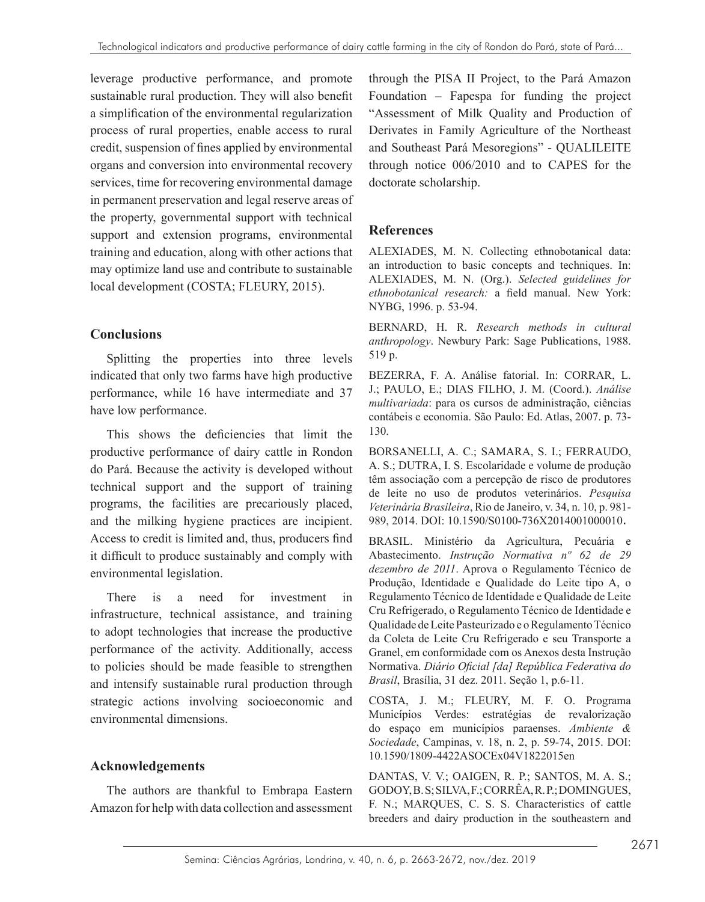leverage productive performance, and promote sustainable rural production. They will also benefit a simplification of the environmental regularization process of rural properties, enable access to rural credit, suspension of fines applied by environmental organs and conversion into environmental recovery services, time for recovering environmental damage in permanent preservation and legal reserve areas of the property, governmental support with technical support and extension programs, environmental training and education, along with other actions that may optimize land use and contribute to sustainable local development (COSTA; FLEURY, 2015).

## Conclusions

Splitting the properties into three levels indicated that only two farms have high productive performance, while 16 have intermediate and 37 have low performance.

This shows the deficiencies that limit the productive performance of dairy cattle in Rondon do Pará. Because the activity is developed without technical support and the support of training programs, the facilities are precariously placed, and the milking hygiene practices are incipient. Access to credit is limited and, thus, producers find it difficult to produce sustainably and comply with environmental legislation.

There is a need for investment in infrastructure, technical assistance, and training to adopt technologies that increase the productive performance of the activity. Additionally, access to policies should be made feasible to strengthen and intensify sustainable rural production through strategic actions involving socioeconomic and environmental dimensions.

## Acknowledgements

The authors are thankful to Embrapa Eastern Amazon for help with data collection and assessment through the PISA II Project, to the Pará Amazon Foundation – Fapespa for funding the project "Assessment of Milk Quality and Production of Derivates in Family Agriculture of the Northeast and Southeast Pará Mesoregions" - QUALILEITE through notice 006/2010 and to CAPES for the doctorate scholarship.

## References

ALEXIADES, M. N. Collecting ethnobotanical data: an introduction to basic concepts and techniques. In: ALEXIADES, M. N. (Org.). *Selected guidelines for ethnobotanical research:* a field manual. New York: NYBG, 1996. p. 53-94.

BERNARD, H. R. *Research methods in cultural anthropology*. Newbury Park: Sage Publications, 1988. 519 p.

BEZERRA, F. A. Análise fatorial. In: CORRAR, L. J.; PAULO, E.; DIAS FILHO, J. M. (Coord.). *Análise multivariada*: para os cursos de administração, ciências contábeis e economia. São Paulo: Ed. Atlas, 2007. p. 73-130.

BORSANELLI, A. C.; SAMARA, S. I.; FERRAUDO, A. S.; DUTRA, I. S. Escolaridade e volume de produção têm associação com a percepção de risco de produtores de leite no uso de produtos veterinários. *Pesquisa Veterinária Brasileira*, Rio de Janeiro, v. 34, n. 10, p. 981-989, 2014. DOI: 10.1590/S0100-736X2014001000010.

BRASIL. Ministério da Agricultura, Pecuária e Abastecimento. *Instrução Normativa nº 62 de 29 dezembro de 2011*. Aprova o Regulamento Técnico de Produção, Identidade e Qualidade do Leite tipo A, o Regulamento Técnico de Identidade e Qualidade de Leite Cru Refrigerado, o Regulamento Técnico de Identidade e Qualidade de Leite Pasteurizado e o Regulamento Técnico da Coleta de Leite Cru Refrigerado e seu Transporte a Granel, em conformidade com os Anexos desta Instrução Normativa. *Diário Oficial [da] República Federativa do Brasil*, Brasília, 31 dez. 2011. Seção 1, p.6-11.

COSTA, J. M.; FLEURY, M. F. O. Programa Municípios Verdes: estratégias de revalorização do espaço em municípios paraenses. *Ambiente & Sociedade*, Campinas, v. 18, n. 2, p. 59-74, 2015. DOI: 10.1590/1809-4422ASOCEx04V1822015en

DANTAS, V. V.; OAIGEN, R. P.; SANTOS, M. A. S.; GODOY, B. S; SILVA, F.; CORRÊA, R. P.; DOMINGUES, F. N.; MARQUES, C. S. S. Characteristics of cattle breeders and dairy production in the southeastern and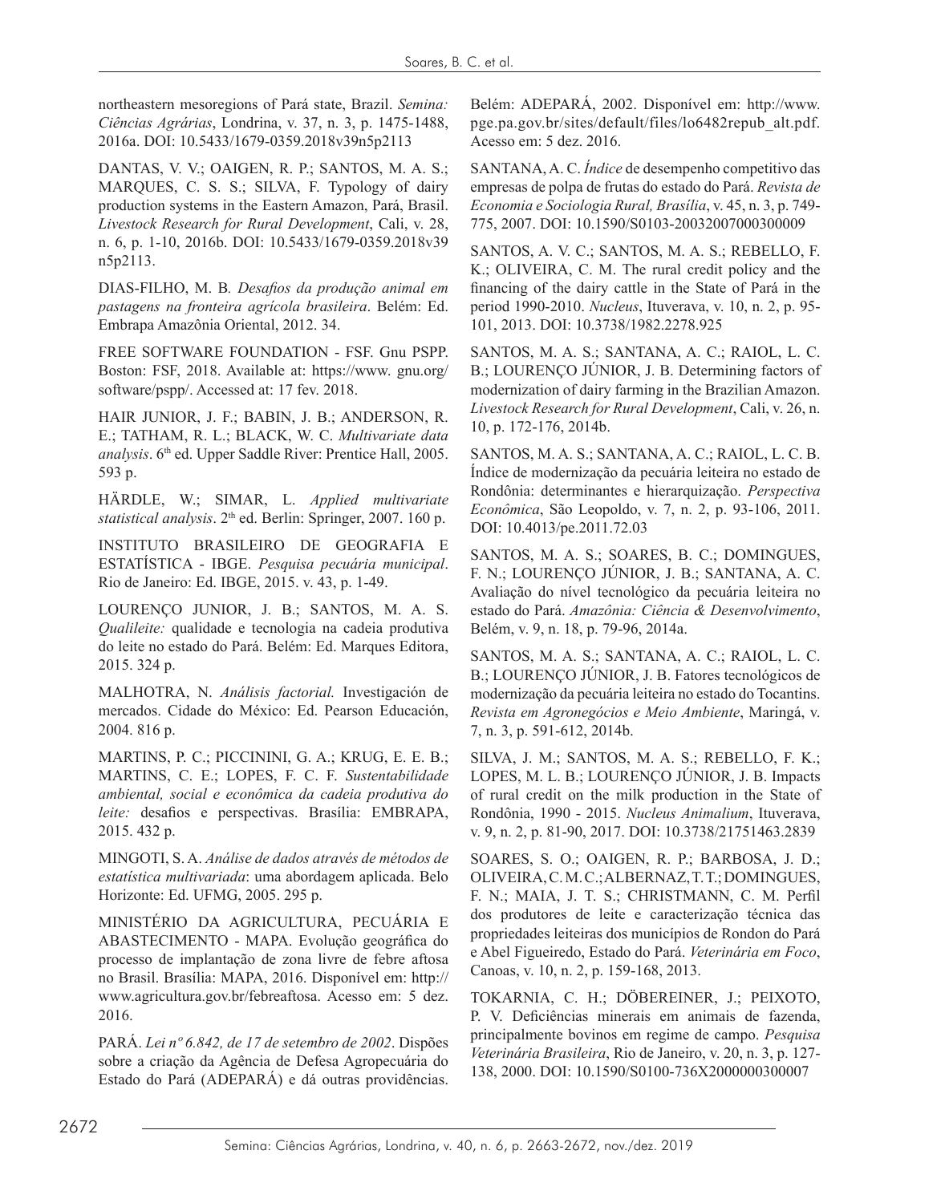northeastern mesoregions of Pará state, Brazil. *Semina: Ciências Agrárias*, Londrina, v. 37, n. 3, p. 1475-1488, 2016a. DOI: 10.5433/1679-0359.2018v39n5p2113

DANTAS, V. V.; OAIGEN, R. P.; SANTOS, M. A. S.; MARQUES, C. S. S.; SILVA, F. Typology of dairy production systems in the Eastern Amazon, Pará, Brasil. *Livestock Research for Rural Development*, Cali, v. 28, n. 6, p. 1-10, 2016b. DOI: 10.5433/1679-0359.2018v39n5p2113.

DIAS-FILHO, M. B. *Desafios da produção animal em pastagens na fronteira agrícola brasileira*. Belém: Ed. Embrapa Amazônia Oriental, 2012. 34.

FREE SOFTWARE FOUNDATION - FSF. Gnu PSPP. Boston: FSF, 2018. Available at: https://www.gnu.org/software/pspp/. Accessed at: 17 fev. 2018.

HAIR JUNIOR, J. F.; BABIN, J. B.; ANDERSON, R. E.; TATHAM, R. L.; BLACK, W. C. *Multivariate data analysis*. 6th ed. Upper Saddle River: Prentice Hall, 2005. 593 p.

HÄRDLE, W.; SIMAR, L. *Applied multivariate statistical analysis*. 2th ed. Berlin: Springer, 2007. 160 p.

INSTITUTO BRASILEIRO DE GEOGRAFIA E ESTATÍSTICA - IBGE. *Pesquisa pecuária municipal*. Rio de Janeiro: Ed. IBGE, 2015. v. 43, p. 1-49.

LOURENÇO JUNIOR, J. B.; SANTOS, M. A. S. *Qualileite:* qualidade e tecnologia na cadeia produtiva do leite no estado do Pará. Belém: Ed. Marques Editora, 2015. 324 p.

MALHOTRA, N. *Análisis factorial.* Investigación de mercados. Cidade do México: Ed. Pearson Educación, 2004. 816 p.

MARTINS, P. C.; PICCININI, G. A.; KRUG, E. E. B.; MARTINS, C. E.; LOPES, F. C. F. *Sustentabilidade ambiental, social e econômica da cadeia produtiva do leite:* desafios e perspectivas. Brasília: EMBRAPA, 2015. 432 p.

MINGOTI, S. A. *Análise de dados através de métodos de estatística multivariada*: uma abordagem aplicada. Belo Horizonte: Ed. UFMG, 2005. 295 p.

MINISTÉRIO DA AGRICULTURA, PECUÁRIA E ABASTECIMENTO - MAPA. Evolução geográfica do processo de implantação de zona livre de febre aftosa no Brasil. Brasília: MAPA, 2016. Disponível em: http://www.agricultura.gov.br/febreaftosa. Acesso em: 5 dez. 2016.

PARÁ. *Lei nº 6.842, de 17 de setembro de 2002*. Dispões sobre a criação da Agência de Defesa Agropecuária do Estado do Pará (ADEPARÁ) e dá outras providências. Belém: ADEPARÁ, 2002. Disponível em: http://www.pge.pa.gov.br/sites/default/files/lo6482repub_alt.pdf. Acesso em: 5 dez. 2016.

SANTANA, A. C. *Índice* de desempenho competitivo das empresas de polpa de frutas do estado do Pará. *Revista de Economia e Sociologia Rural, Brasília*, v. 45, n. 3, p. 749-775, 2007. DOI: 10.1590/S0103-20032007000300009

SANTOS, A. V. C.; SANTOS, M. A. S.; REBELLO, F. K.; OLIVEIRA, C. M. The rural credit policy and the financing of the dairy cattle in the State of Pará in the period 1990-2010. *Nucleus*, Ituverava, v. 10, n. 2, p. 95-101, 2013. DOI: 10.3738/1982.2278.925

SANTOS, M. A. S.; SANTANA, A. C.; RAIOL, L. C. B.; LOURENÇO JÚNIOR, J. B. Determining factors of modernization of dairy farming in the Brazilian Amazon. *Livestock Research for Rural Development*, Cali, v. 26, n. 10, p. 172-176, 2014b.

SANTOS, M. A. S.; SANTANA, A. C.; RAIOL, L. C. B. Índice de modernização da pecuária leiteira no estado de Rondônia: determinantes e hierarquização. *Perspectiva Econômica*, São Leopoldo, v. 7, n. 2, p. 93-106, 2011. DOI: 10.4013/pe.2011.72.03

SANTOS, M. A. S.; SOARES, B. C.; DOMINGUES, F. N.; LOURENÇO JÚNIOR, J. B.; SANTANA, A. C. Avaliação do nível tecnológico da pecuária leiteira no estado do Pará. *Amazônia: Ciência & Desenvolvimento*, Belém, v. 9, n. 18, p. 79-96, 2014a.

SANTOS, M. A. S.; SANTANA, A. C.; RAIOL, L. C. B.; LOURENÇO JÚNIOR, J. B. Fatores tecnológicos de modernização da pecuária leiteira no estado do Tocantins. *Revista em Agronegócios e Meio Ambiente*, Maringá, v. 7, n. 3, p. 591-612, 2014b.

SILVA, J. M.; SANTOS, M. A. S.; REBELLO, F. K.; LOPES, M. L. B.; LOURENÇO JÚNIOR, J. B. Impacts of rural credit on the milk production in the State of Rondônia, 1990 - 2015. *Nucleus Animalium*, Ituverava, v. 9, n. 2, p. 81-90, 2017. DOI: 10.3738/21751463.2839

SOARES, S. O.; OAIGEN, R. P.; BARBOSA, J. D.; OLIVEIRA, C. M. C.; ALBERNAZ, T. T.; DOMINGUES, F. N.; MAIA, J. T. S.; CHRISTMANN, C. M. Perfil dos produtores de leite e caracterização técnica das propriedades leiteiras dos municípios de Rondon do Pará e Abel Figueiredo, Estado do Pará. *Veterinária em Foco*, Canoas, v. 10, n. 2, p. 159-168, 2013.

TOKARNIA, C. H.; DÖBEREINER, J.; PEIXOTO, P. V. Deficiências minerais em animais de fazenda, principalmente bovinos em regime de campo. *Pesquisa Veterinária Brasileira*, Rio de Janeiro, v. 20, n. 3, p. 127-138, 2000. DOI: 10.1590/S0100-736X2000000300007